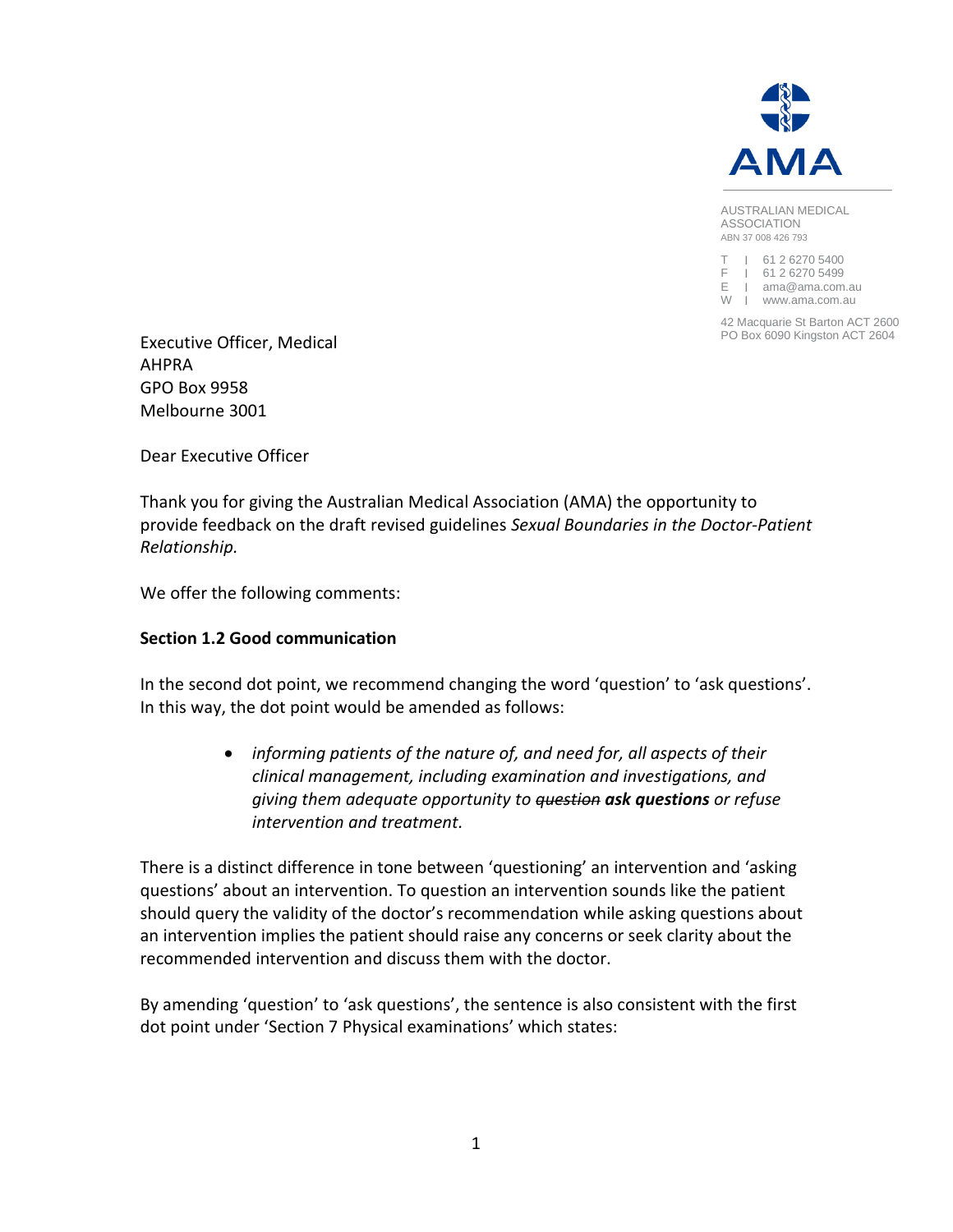AUSTRALIAN MEDICAL ASSOCIATION
ABN 37 008 426 793

T | 61 2 6270 5400
F | 61 2 6270 5499
E | ama@ama.com.au
W | www.ama.com.au

42 Macquarie St Barton ACT 2600
PO Box 6090 Kingston ACT 2604

Executive Officer, Medical
AHPRA
GPO Box 9958
Melbourne 3001

Dear Executive Officer

Thank you for giving the Australian Medical Association (AMA) the opportunity to provide feedback on the draft revised guidelines *Sexual Boundaries in the Doctor-Patient Relationship.*

We offer the following comments:

**Section 1.2 Good communication**

In the second dot point, we recommend changing the word 'question' to 'ask questions'. In this way, the dot point would be amended as follows:

- *informing patients of the nature of, and need for, all aspects of their clinical management, including examination and investigations, and giving them adequate opportunity to ~~question~~ **ask questions** or refuse intervention and treatment.*

There is a distinct difference in tone between 'questioning' an intervention and 'asking questions' about an intervention. To question an intervention sounds like the patient should query the validity of the doctor's recommendation while asking questions about an intervention implies the patient should raise any concerns or seek clarity about the recommended intervention and discuss them with the doctor.

By amending 'question' to 'ask questions', the sentence is also consistent with the first dot point under 'Section 7 Physical examinations' which states: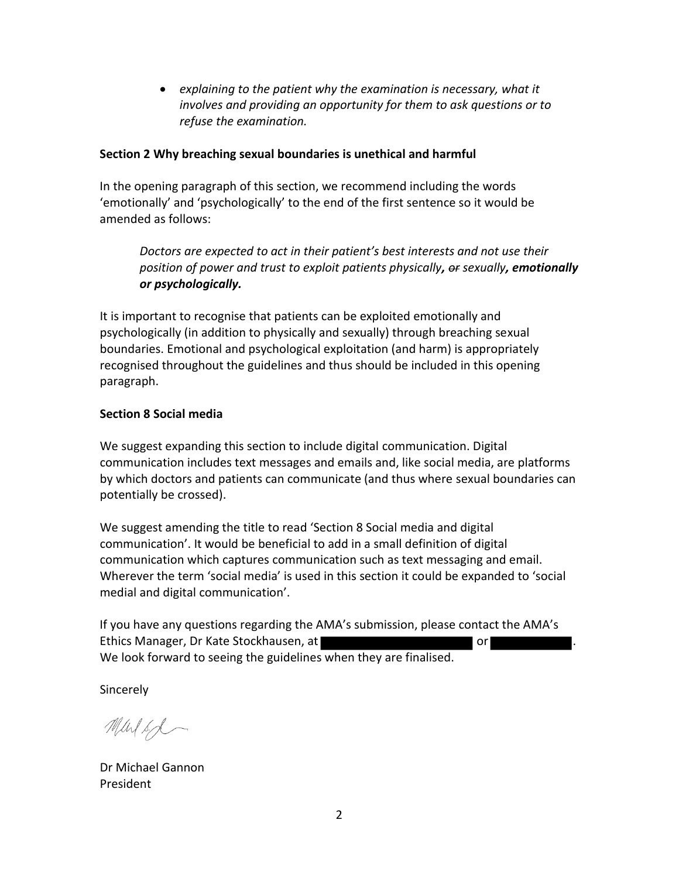- *explaining to the patient why the examination is necessary, what it involves and providing an opportunity for them to ask questions or to refuse the examination.*

**Section 2 Why breaching sexual boundaries is unethical and harmful**

In the opening paragraph of this section, we recommend including the words 'emotionally' and 'psychologically' to the end of the first sentence so it would be amended as follows:

> *Doctors are expected to act in their patient's best interests and not use their position of power and trust to exploit patients physically**,** ~~or~~ sexually**, emotionally or psychologically.***

It is important to recognise that patients can be exploited emotionally and psychologically (in addition to physically and sexually) through breaching sexual boundaries. Emotional and psychological exploitation (and harm) is appropriately recognised throughout the guidelines and thus should be included in this opening paragraph.

**Section 8 Social media**

We suggest expanding this section to include digital communication. Digital communication includes text messages and emails and, like social media, are platforms by which doctors and patients can communicate (and thus where sexual boundaries can potentially be crossed).

We suggest amending the title to read 'Section 8 Social media and digital communication'. It would be beneficial to add in a small definition of digital communication which captures communication such as text messaging and email. Wherever the term 'social media' is used in this section it could be expanded to 'social medial and digital communication'.

If you have any questions regarding the AMA's submission, please contact the AMA's Ethics Manager, Dr Kate Stockhausen, at [REDACTED] or [REDACTED]. We look forward to seeing the guidelines when they are finalised.

Sincerely

Dr Michael Gannon
President